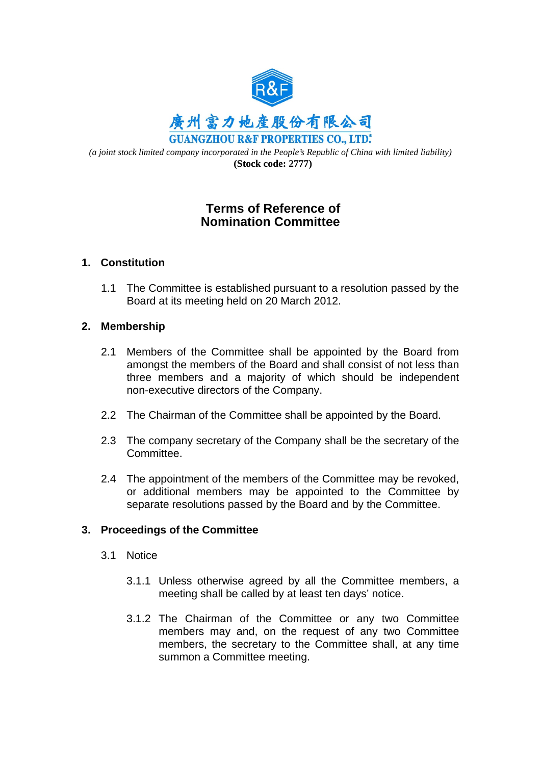廣州富力地產股份有限公司

**GUANGZHOU R&F PROPERTIES CO., LTD.***

*(a joint stock limited company incorporated in the People's Republic of China with limited liability)*

**(Stock code: 2777)**

# Terms of Reference of Nomination Committee

## 1. Constitution

1.1 The Committee is established pursuant to a resolution passed by the Board at its meeting held on 20 March 2012.

## 2. Membership

2.1 Members of the Committee shall be appointed by the Board from amongst the members of the Board and shall consist of not less than three members and a majority of which should be independent non-executive directors of the Company.

2.2 The Chairman of the Committee shall be appointed by the Board.

2.3 The company secretary of the Company shall be the secretary of the Committee.

2.4 The appointment of the members of the Committee may be revoked, or additional members may be appointed to the Committee by separate resolutions passed by the Board and by the Committee.

## 3. Proceedings of the Committee

3.1 Notice

3.1.1 Unless otherwise agreed by all the Committee members, a meeting shall be called by at least ten days' notice.

3.1.2 The Chairman of the Committee or any two Committee members may and, on the request of any two Committee members, the secretary to the Committee shall, at any time summon a Committee meeting.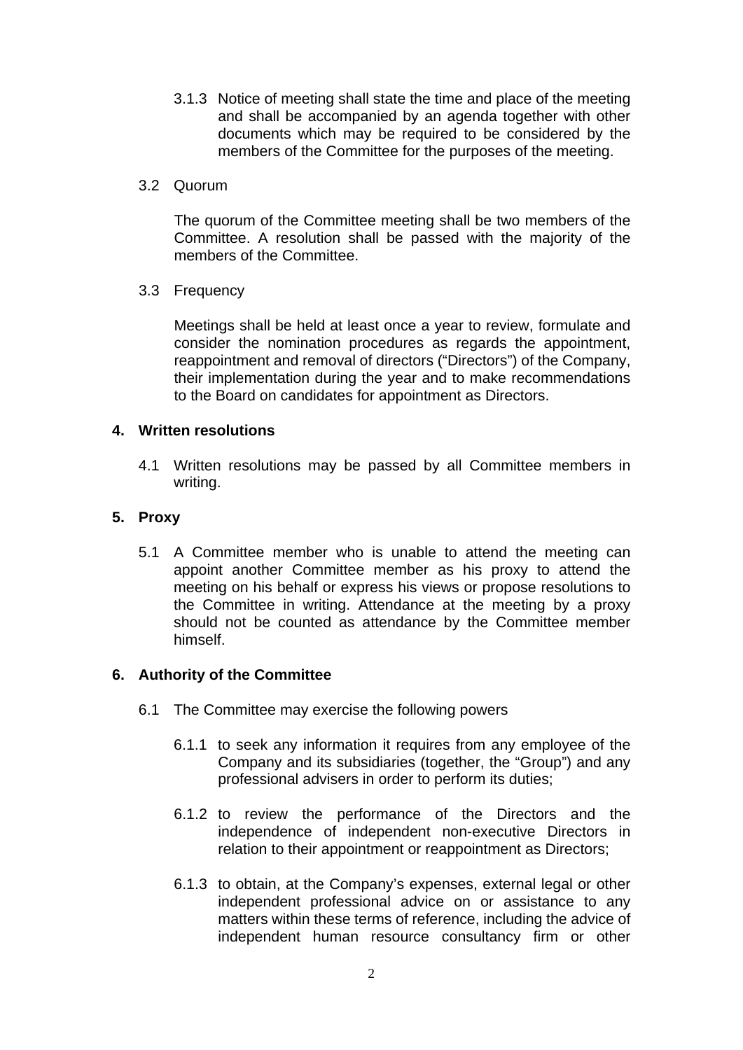3.1.3 Notice of meeting shall state the time and place of the meeting and shall be accompanied by an agenda together with other documents which may be required to be considered by the members of the Committee for the purposes of the meeting.

3.2 Quorum

The quorum of the Committee meeting shall be two members of the Committee. A resolution shall be passed with the majority of the members of the Committee.

3.3 Frequency

Meetings shall be held at least once a year to review, formulate and consider the nomination procedures as regards the appointment, reappointment and removal of directors ("Directors") of the Company, their implementation during the year and to make recommendations to the Board on candidates for appointment as Directors.

## 4. Written resolutions

4.1 Written resolutions may be passed by all Committee members in writing.

## 5. Proxy

5.1 A Committee member who is unable to attend the meeting can appoint another Committee member as his proxy to attend the meeting on his behalf or express his views or propose resolutions to the Committee in writing. Attendance at the meeting by a proxy should not be counted as attendance by the Committee member himself.

## 6. Authority of the Committee

6.1 The Committee may exercise the following powers

6.1.1 to seek any information it requires from any employee of the Company and its subsidiaries (together, the "Group") and any professional advisers in order to perform its duties;

6.1.2 to review the performance of the Directors and the independence of independent non-executive Directors in relation to their appointment or reappointment as Directors;

6.1.3 to obtain, at the Company's expenses, external legal or other independent professional advice on or assistance to any matters within these terms of reference, including the advice of independent human resource consultancy firm or other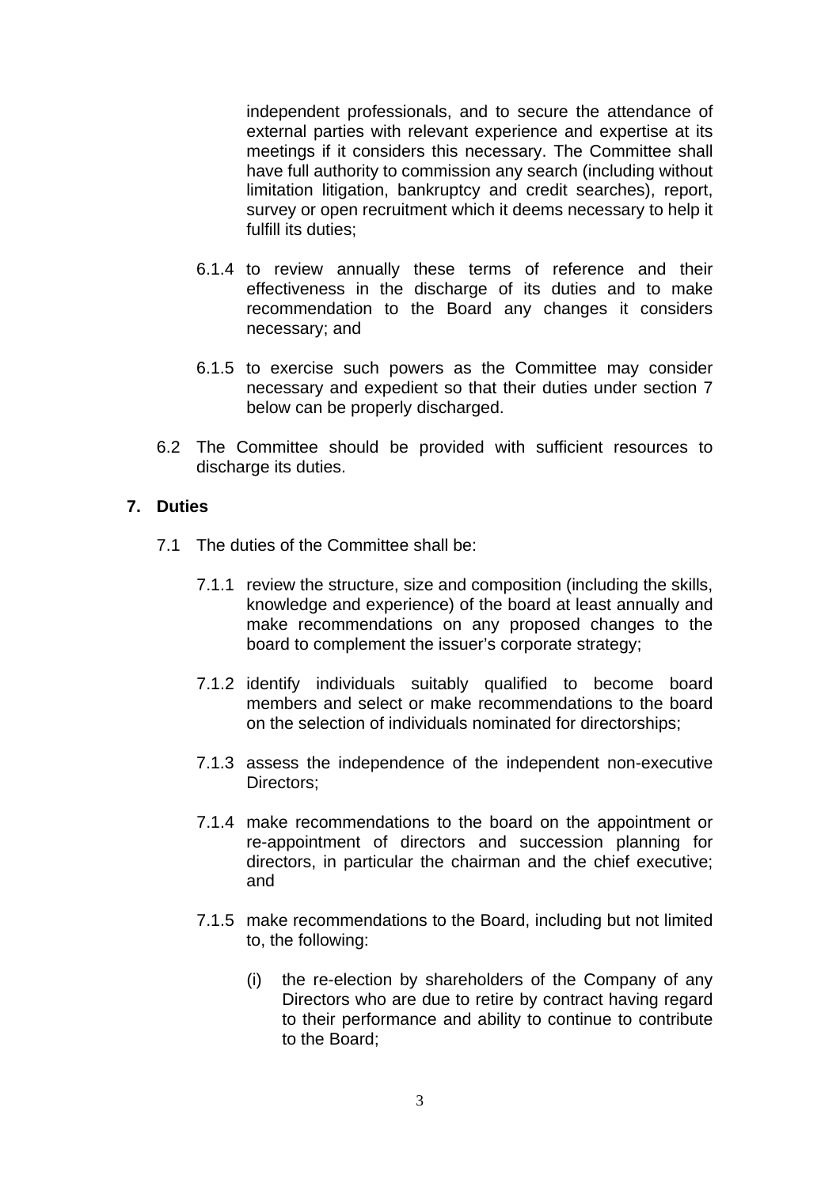independent professionals, and to secure the attendance of external parties with relevant experience and expertise at its meetings if it considers this necessary. The Committee shall have full authority to commission any search (including without limitation litigation, bankruptcy and credit searches), report, survey or open recruitment which it deems necessary to help it fulfill its duties;

6.1.4 to review annually these terms of reference and their effectiveness in the discharge of its duties and to make recommendation to the Board any changes it considers necessary; and

6.1.5 to exercise such powers as the Committee may consider necessary and expedient so that their duties under section 7 below can be properly discharged.

6.2 The Committee should be provided with sufficient resources to discharge its duties.

**7. Duties**

7.1 The duties of the Committee shall be:

7.1.1 review the structure, size and composition (including the skills, knowledge and experience) of the board at least annually and make recommendations on any proposed changes to the board to complement the issuer's corporate strategy;

7.1.2 identify individuals suitably qualified to become board members and select or make recommendations to the board on the selection of individuals nominated for directorships;

7.1.3 assess the independence of the independent non-executive Directors;

7.1.4 make recommendations to the board on the appointment or re-appointment of directors and succession planning for directors, in particular the chairman and the chief executive; and

7.1.5 make recommendations to the Board, including but not limited to, the following:

(i) the re-election by shareholders of the Company of any Directors who are due to retire by contract having regard to their performance and ability to continue to contribute to the Board;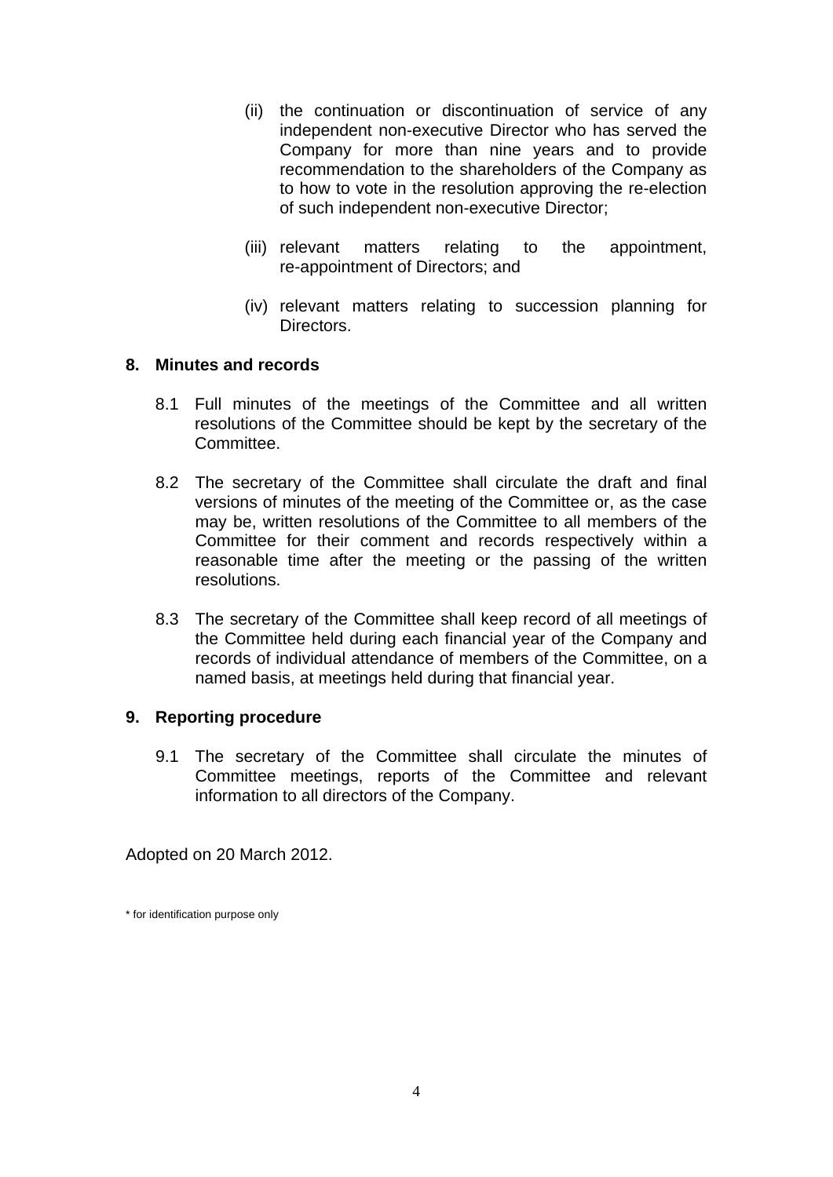(ii) the continuation or discontinuation of service of any independent non-executive Director who has served the Company for more than nine years and to provide recommendation to the shareholders of the Company as to how to vote in the resolution approving the re-election of such independent non-executive Director;

(iii) relevant matters relating to the appointment, re-appointment of Directors; and

(iv) relevant matters relating to succession planning for Directors.

**8. Minutes and records**

8.1 Full minutes of the meetings of the Committee and all written resolutions of the Committee should be kept by the secretary of the Committee.

8.2 The secretary of the Committee shall circulate the draft and final versions of minutes of the meeting of the Committee or, as the case may be, written resolutions of the Committee to all members of the Committee for their comment and records respectively within a reasonable time after the meeting or the passing of the written resolutions.

8.3 The secretary of the Committee shall keep record of all meetings of the Committee held during each financial year of the Company and records of individual attendance of members of the Committee, on a named basis, at meetings held during that financial year.

**9. Reporting procedure**

9.1 The secretary of the Committee shall circulate the minutes of Committee meetings, reports of the Committee and relevant information to all directors of the Company.

Adopted on 20 March 2012.

\* for identification purpose only